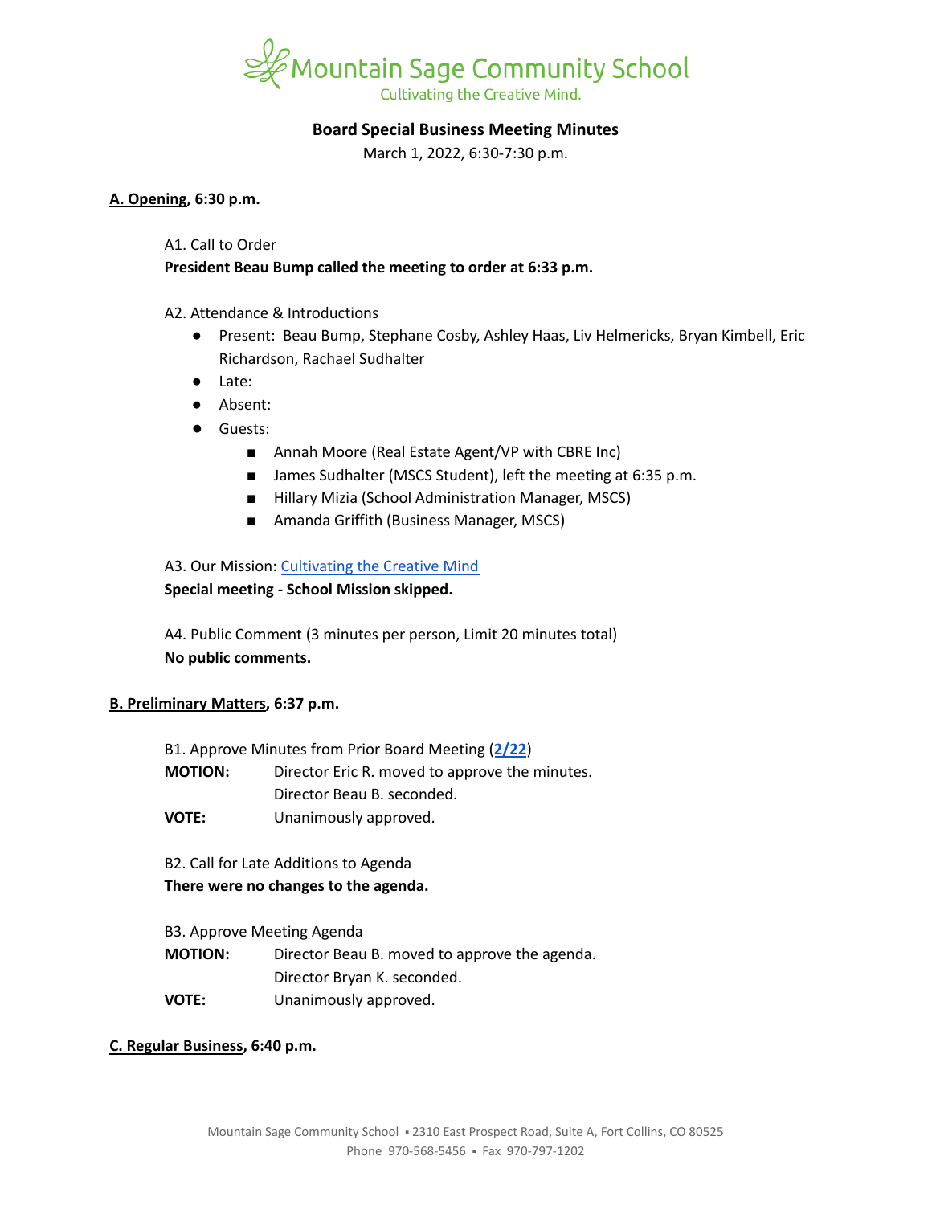# Mountain Sage Community School

Cultivating the Creative Mind.

## Board Special Business Meeting Minutes

March 1, 2022, 6:30-7:30 p.m.

### A. Opening, 6:30 p.m.

A1. Call to Order

**President Beau Bump called the meeting to order at 6:33 p.m.**

A2. Attendance & Introductions

- Present: Beau Bump, Stephane Cosby, Ashley Haas, Liv Helmericks, Bryan Kimbell, Eric Richardson, Rachael Sudhalter
- Late:
- Absent:
- Guests:
  - Annah Moore (Real Estate Agent/VP with CBRE Inc)
  - James Sudhalter (MSCS Student), left the meeting at 6:35 p.m.
  - Hillary Mizia (School Administration Manager, MSCS)
  - Amanda Griffith (Business Manager, MSCS)

A3. Our Mission: Cultivating the Creative Mind

**Special meeting - School Mission skipped.**

A4. Public Comment (3 minutes per person, Limit 20 minutes total)

**No public comments.**

### B. Preliminary Matters, 6:37 p.m.

B1. Approve Minutes from Prior Board Meeting (**2/22**)

**MOTION:** Director Eric R. moved to approve the minutes.
Director Beau B. seconded.

**VOTE:** Unanimously approved.

B2. Call for Late Additions to Agenda

**There were no changes to the agenda.**

B3. Approve Meeting Agenda

**MOTION:** Director Beau B. moved to approve the agenda.
Director Bryan K. seconded.

**VOTE:** Unanimously approved.

### C. Regular Business, 6:40 p.m.

Mountain Sage Community School ▪ 2310 East Prospect Road, Suite A, Fort Collins, CO 80525
Phone 970-568-5456 ▪ Fax 970-797-1202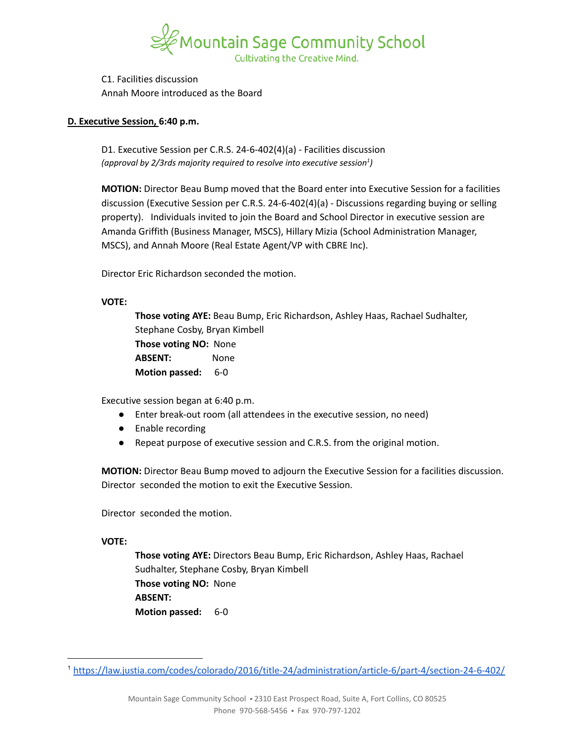C1. Facilities discussion
Annah Moore introduced as the Board

**D. Executive Session, 6:40 p.m.**

D1. Executive Session per C.R.S. 24-6-402(4)(a) - Facilities discussion
*(approval by 2/3rds majority required to resolve into executive session[1])*

**MOTION:** Director Beau Bump moved that the Board enter into Executive Session for a facilities discussion (Executive Session per C.R.S. 24-6-402(4)(a) - Discussions regarding buying or selling property). Individuals invited to join the Board and School Director in executive session are Amanda Griffith (Business Manager, MSCS), Hillary Mizia (School Administration Manager, MSCS), and Annah Moore (Real Estate Agent/VP with CBRE Inc).

Director Eric Richardson seconded the motion.

**VOTE:**

**Those voting AYE:** Beau Bump, Eric Richardson, Ashley Haas, Rachael Sudhalter, Stephane Cosby, Bryan Kimbell
**Those voting NO:** None
**ABSENT:** None
**Motion passed:** 6-0

Executive session began at 6:40 p.m.

- Enter break-out room (all attendees in the executive session, no need)
- Enable recording
- Repeat purpose of executive session and C.R.S. from the original motion.

**MOTION:** Director Beau Bump moved to adjourn the Executive Session for a facilities discussion. Director seconded the motion to exit the Executive Session.

Director seconded the motion.

**VOTE:**

**Those voting AYE:** Directors Beau Bump, Eric Richardson, Ashley Haas, Rachael Sudhalter, Stephane Cosby, Bryan Kimbell
**Those voting NO:** None
**ABSENT:**
**Motion passed:** 6-0

[1] https://law.justia.com/codes/colorado/2016/title-24/administration/article-6/part-4/section-24-6-402/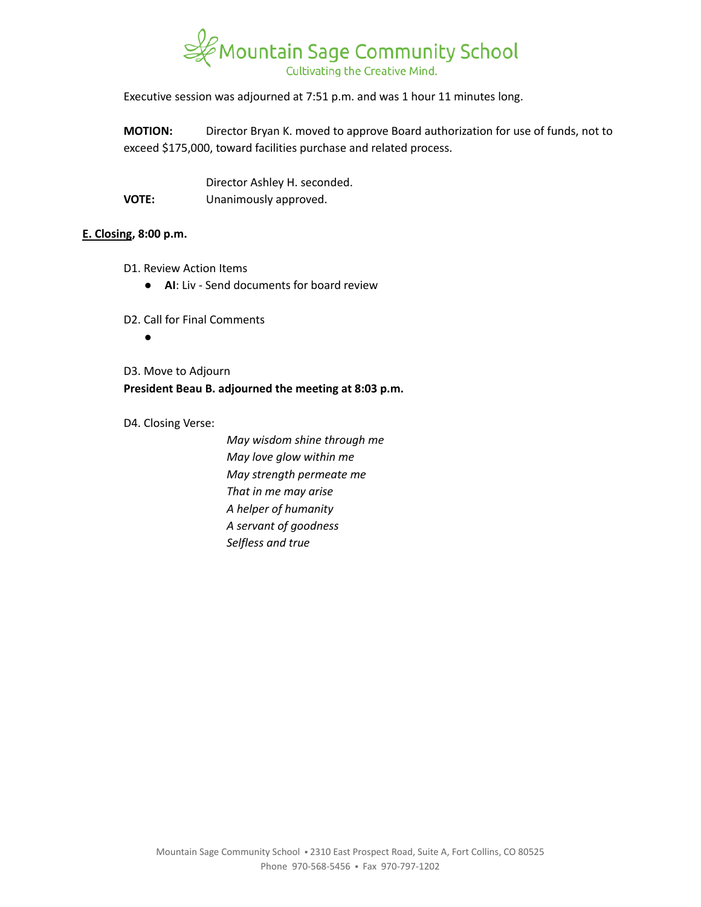Executive session was adjourned at 7:51 p.m. and was 1 hour 11 minutes long.

**MOTION:** Director Bryan K. moved to approve Board authorization for use of funds, not to exceed $175,000, toward facilities purchase and related process.

Director Ashley H. seconded.

**VOTE:** Unanimously approved.

**E. Closing, 8:00 p.m.**

D1. Review Action Items

- **AI**: Liv - Send documents for board review

D2. Call for Final Comments

- 

D3. Move to Adjourn

**President Beau B. adjourned the meeting at 8:03 p.m.**

D4. Closing Verse:

*May wisdom shine through me*
*May love glow within me*
*May strength permeate me*
*That in me may arise*
*A helper of humanity*
*A servant of goodness*
*Selfless and true*